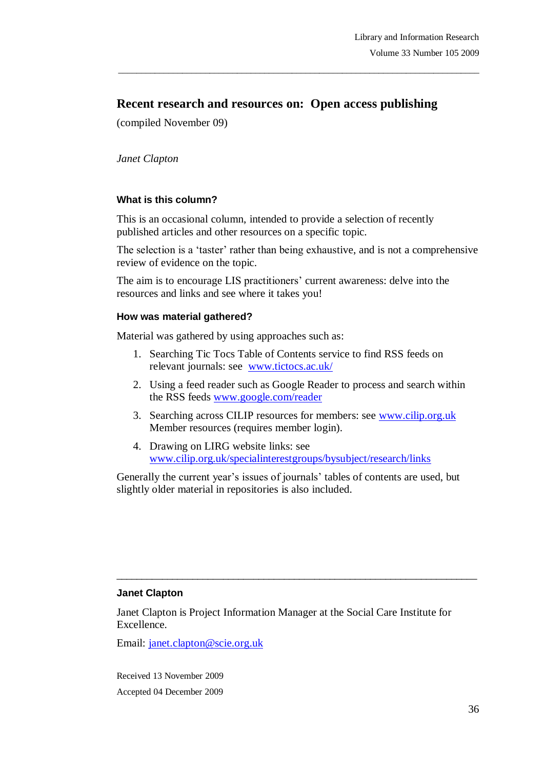# Recent research and resources on: Open access publishing

(compiled November 09)

*Janet Clapton*

### What is this column?

This is an occasional column, intended to provide a selection of recently published articles and other resources on a specific topic.

The selection is a 'taster' rather than being exhaustive, and is not a comprehensive review of evidence on the topic.

The aim is to encourage LIS practitioners' current awareness: delve into the resources and links and see where it takes you!

### How was material gathered?

Material was gathered by using approaches such as:

1. Searching Tic Tocs Table of Contents service to find RSS feeds on relevant journals: see www.tictocs.ac.uk/
2. Using a feed reader such as Google Reader to process and search within the RSS feeds www.google.com/reader
3. Searching across CILIP resources for members: see www.cilip.org.uk Member resources (requires member login).
4. Drawing on LIRG website links: see www.cilip.org.uk/specialinterestgroups/bysubject/research/links

Generally the current year's issues of journals' tables of contents are used, but slightly older material in repositories is also included.

---

**Janet Clapton**

Janet Clapton is Project Information Manager at the Social Care Institute for Excellence.

Email: janet.clapton@scie.org.uk

Received 13 November 2009

Accepted 04 December 2009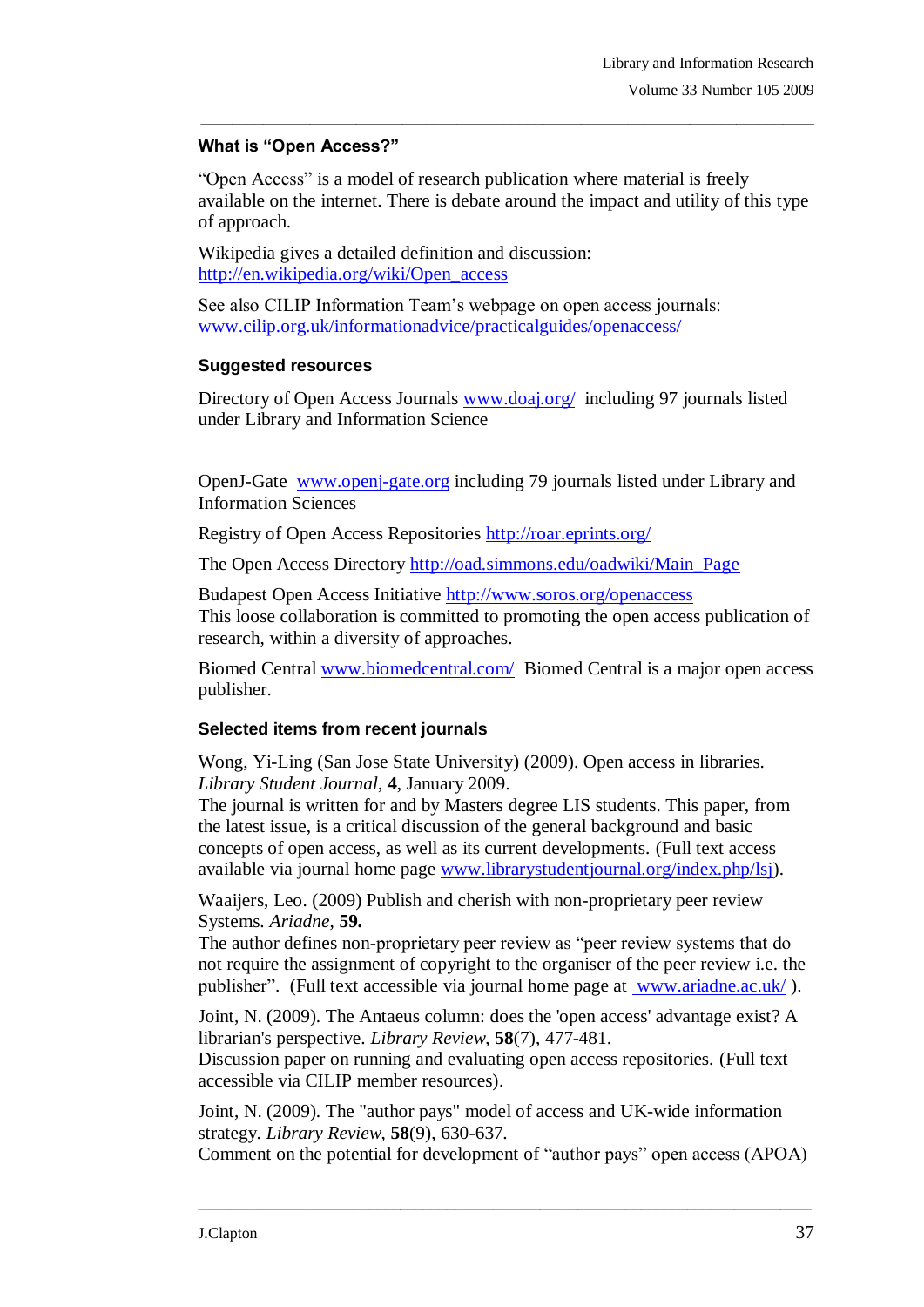### What is "Open Access?"

"Open Access" is a model of research publication where material is freely available on the internet. There is debate around the impact and utility of this type of approach.

Wikipedia gives a detailed definition and discussion: http://en.wikipedia.org/wiki/Open_access

See also CILIP Information Team's webpage on open access journals: www.cilip.org.uk/informationadvice/practicalguides/openaccess/

### Suggested resources

Directory of Open Access Journals www.doaj.org/ including 97 journals listed under Library and Information Science

OpenJ-Gate www.openj-gate.org including 79 journals listed under Library and Information Sciences

Registry of Open Access Repositories http://roar.eprints.org/

The Open Access Directory http://oad.simmons.edu/oadwiki/Main_Page

Budapest Open Access Initiative http://www.soros.org/openaccess
This loose collaboration is committed to promoting the open access publication of research, within a diversity of approaches.

Biomed Central www.biomedcentral.com/ Biomed Central is a major open access publisher.

### Selected items from recent journals

Wong, Yi-Ling (San Jose State University) (2009). Open access in libraries. *Library Student Journal*, **4**, January 2009.
The journal is written for and by Masters degree LIS students. This paper, from the latest issue, is a critical discussion of the general background and basic concepts of open access, as well as its current developments. (Full text access available via journal home page www.librarystudentjournal.org/index.php/lsj).

Waaijers, Leo. (2009) Publish and cherish with non-proprietary peer review Systems. *Ariadne*, **59.**
The author defines non-proprietary peer review as "peer review systems that do not require the assignment of copyright to the organiser of the peer review i.e. the publisher". (Full text accessible via journal home page at www.ariadne.ac.uk/ ).

Joint, N. (2009). The Antaeus column: does the 'open access' advantage exist? A librarian's perspective. *Library Review*, **58**(7), 477-481.
Discussion paper on running and evaluating open access repositories. (Full text accessible via CILIP member resources).

Joint, N. (2009). The "author pays" model of access and UK-wide information strategy. *Library Review*, **58**(9), 630-637.
Comment on the potential for development of "author pays" open access (APOA)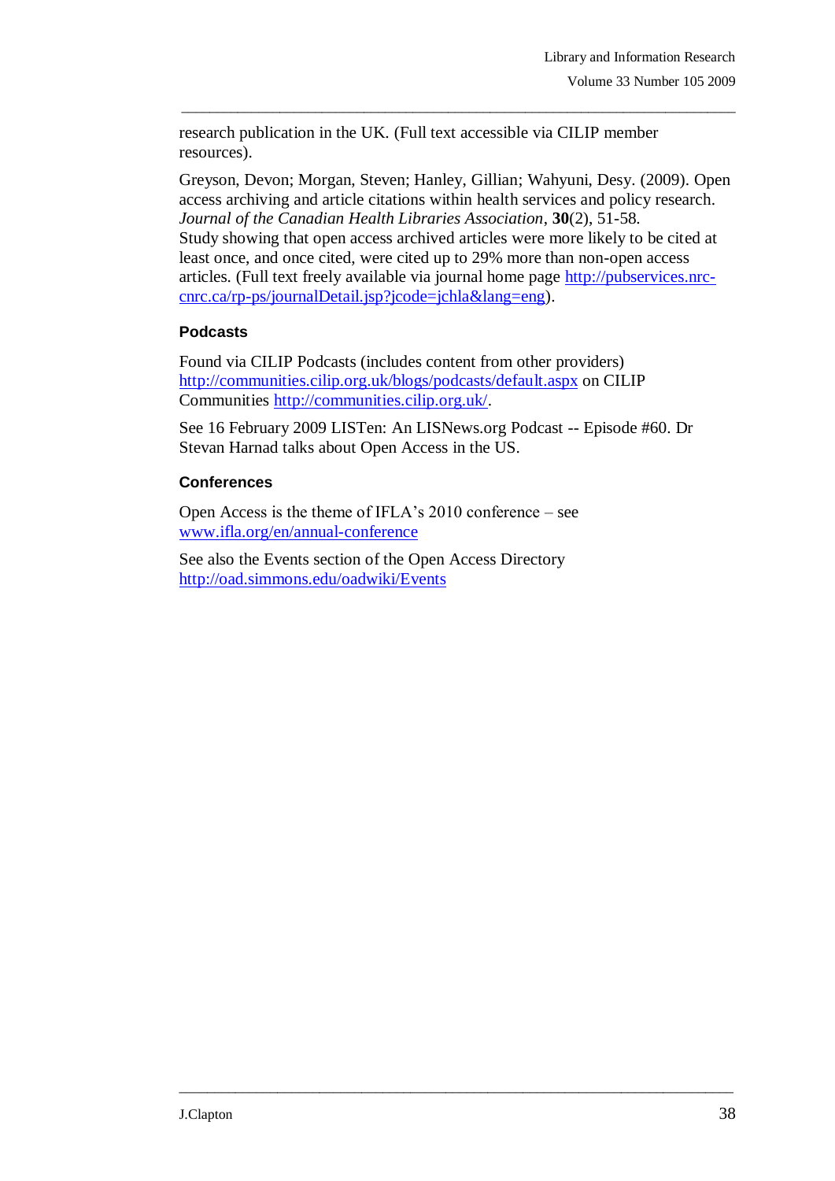research publication in the UK. (Full text accessible via CILIP member resources).

Greyson, Devon; Morgan, Steven; Hanley, Gillian; Wahyuni, Desy. (2009). Open access archiving and article citations within health services and policy research. *Journal of the Canadian Health Libraries Association*, **30**(2), 51-58.
Study showing that open access archived articles were more likely to be cited at least once, and once cited, were cited up to 29% more than non-open access articles. (Full text freely available via journal home page [http://pubservices.nrc-cnrc.ca/rp-ps/journalDetail.jsp?jcode=jchla&lang=eng](http://pubservices.nrc-cnrc.ca/rp-ps/journalDetail.jsp?jcode=jchla&lang=eng)).

### Podcasts

Found via CILIP Podcasts (includes content from other providers) [http://communities.cilip.org.uk/blogs/podcasts/default.aspx](http://communities.cilip.org.uk/blogs/podcasts/default.aspx) on CILIP Communities [http://communities.cilip.org.uk/](http://communities.cilip.org.uk/).

See 16 February 2009 LISTen: An LISNews.org Podcast -- Episode #60. Dr Stevan Harnad talks about Open Access in the US.

### Conferences

Open Access is the theme of IFLA's 2010 conference – see [www.ifla.org/en/annual-conference](http://www.ifla.org/en/annual-conference)

See also the Events section of the Open Access Directory [http://oad.simmons.edu/oadwiki/Events](http://oad.simmons.edu/oadwiki/Events)